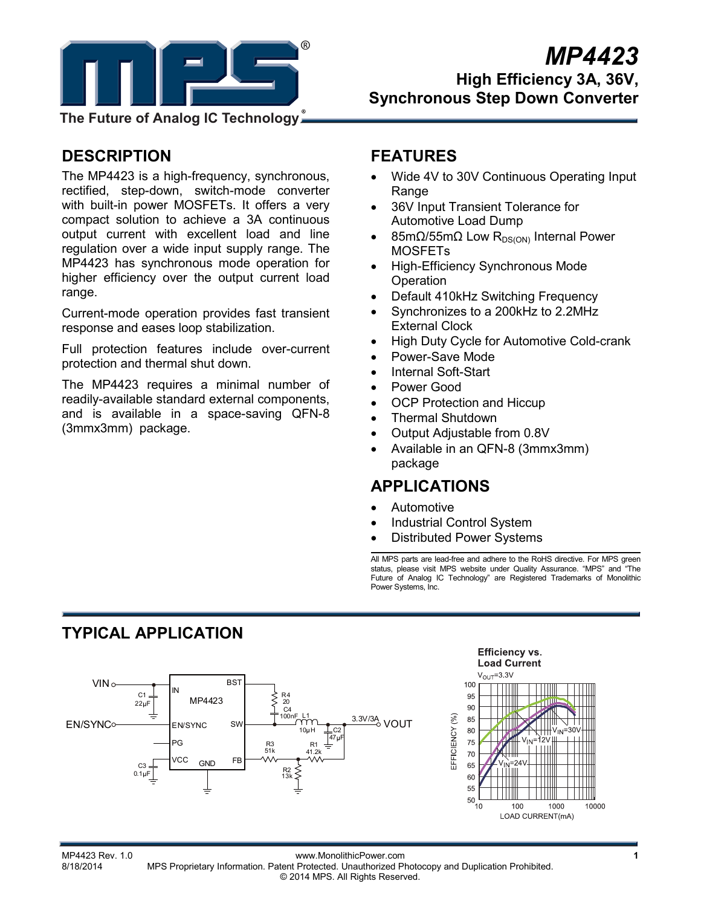# MP4423

## High Efficiency 3A, 36V, Synchronous Step Down Converter

## DESCRIPTION

The MP4423 is a high-frequency, synchronous, rectified, step-down, switch-mode converter with built-in power MOSFETs. It offers a very compact solution to achieve a 3A continuous output current with excellent load and line regulation over a wide input supply range. The MP4423 has synchronous mode operation for higher efficiency over the output current load range.

Current-mode operation provides fast transient response and eases loop stabilization.

Full protection features include over-current protection and thermal shut down.

The MP4423 requires a minimal number of readily-available standard external components, and is available in a space-saving QFN-8 (3mmx3mm) package.

## FEATURES

- Wide 4V to 30V Continuous Operating Input Range
- 36V Input Transient Tolerance for Automotive Load Dump
- 85mΩ/55mΩ Low $R_{DS(ON)}$ Internal Power MOSFETs
- High-Efficiency Synchronous Mode Operation
- Default 410kHz Switching Frequency
- Synchronizes to a 200kHz to 2.2MHz External Clock
- High Duty Cycle for Automotive Cold-crank
- Power-Save Mode
- Internal Soft-Start
- Power Good
- OCP Protection and Hiccup
- Thermal Shutdown
- Output Adjustable from 0.8V
- Available in an QFN-8 (3mmx3mm) package

## APPLICATIONS

- Automotive
- Industrial Control System
- Distributed Power Systems

All MPS parts are lead-free and adhere to the RoHS directive. For MPS green status, please visit MPS website under Quality Assurance. "MPS" and "The Future of Analog IC Technology" are Registered Trademarks of Monolithic Power Systems, Inc.

## TYPICAL APPLICATION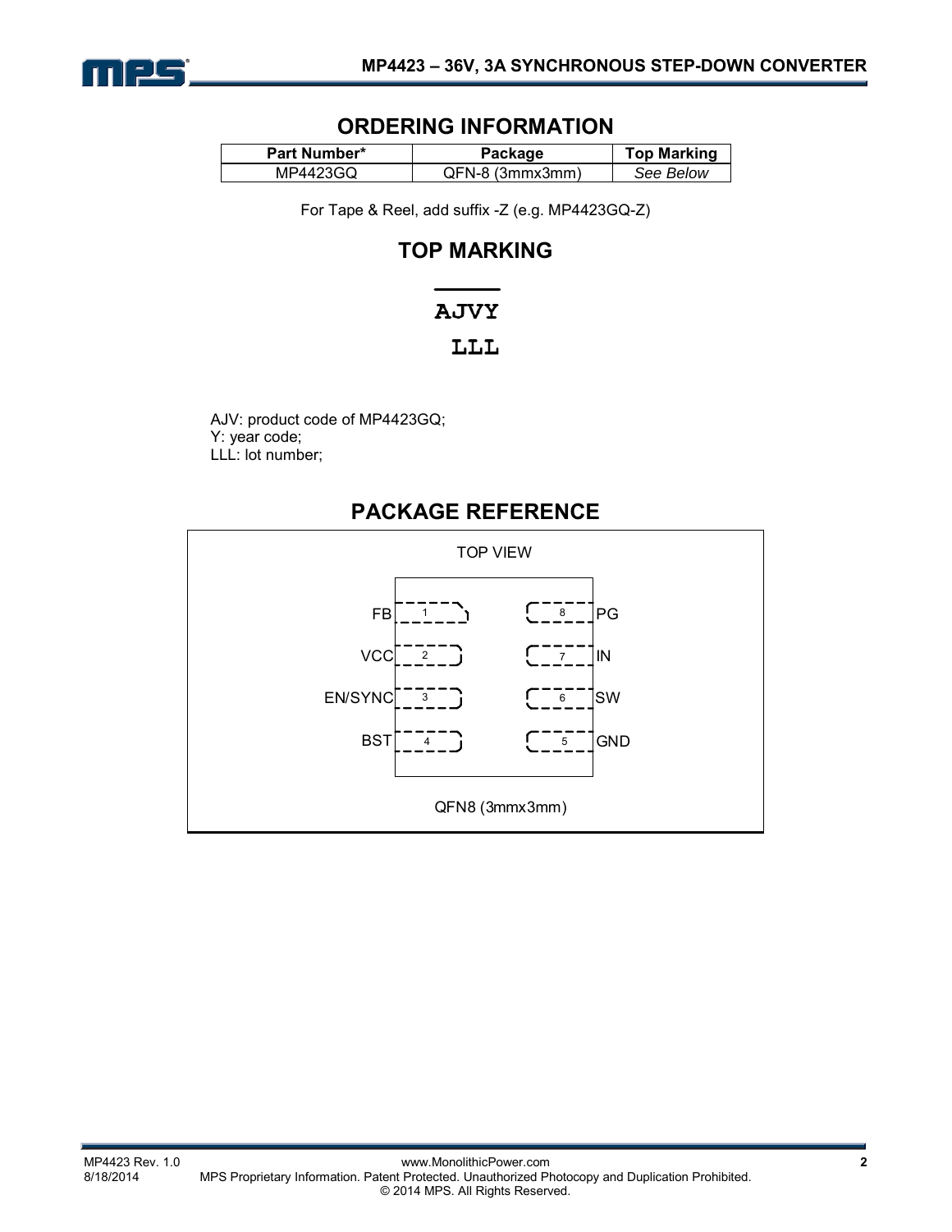## ORDERING INFORMATION

| Part Number* | Package | Top Marking |
|---|---|---|
| MP4423GQ | QFN-8 (3mmx3mm) | *See Below* |

For Tape & Reel, add suffix -Z (e.g. MP4423GQ-Z)

## TOP MARKING

```
AJVY
 LLL
```

AJV: product code of MP4423GQ;
Y: year code;
LLL: lot number;

## PACKAGE REFERENCE

TOP VIEW

| Pin | Name | Pin | Name |
|---|---|---|---|
| 1 | FB | 8 | PG |
| 2 | VCC | 7 | IN |
| 3 | EN/SYNC | 6 | SW |
| 4 | BST | 5 | GND |

QFN8 (3mmx3mm)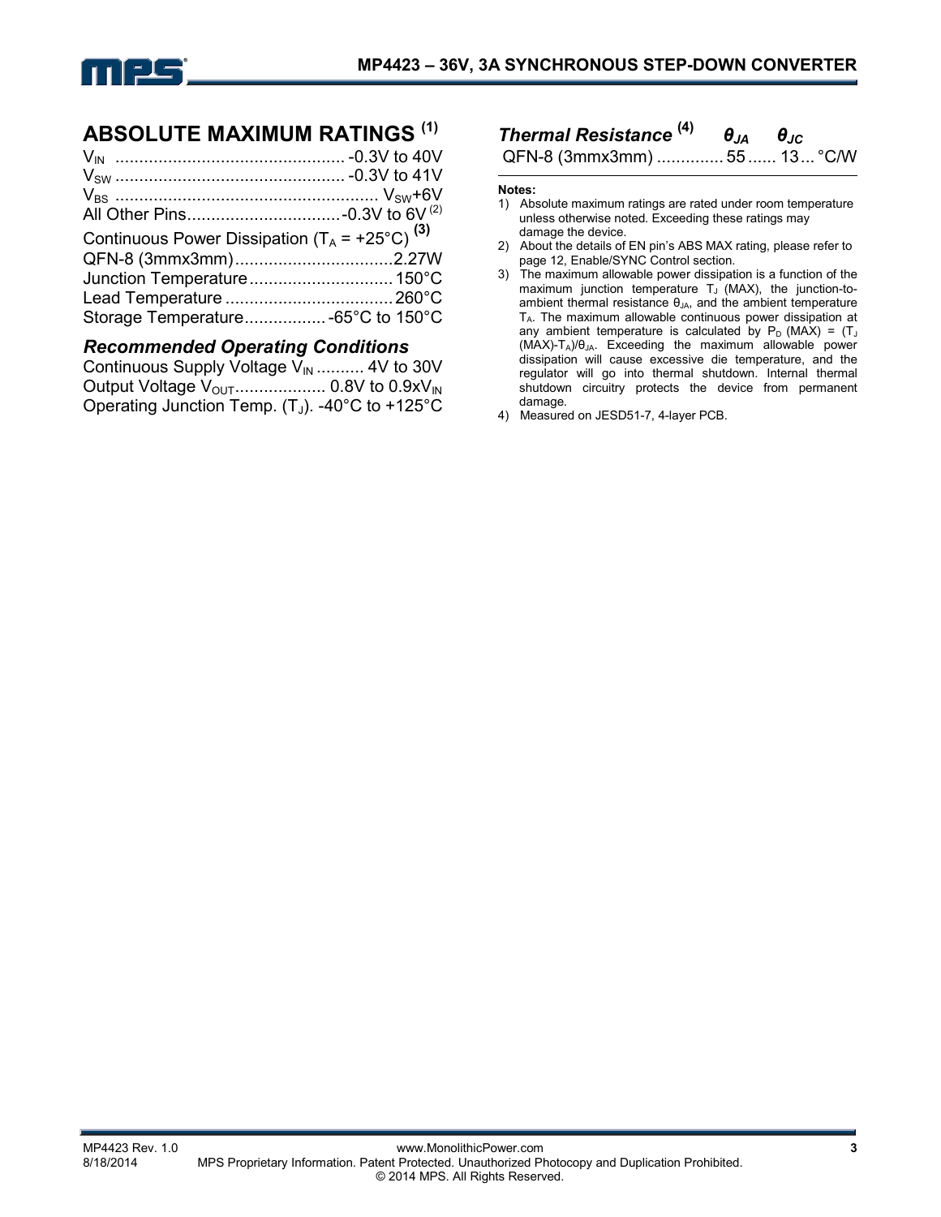## ABSOLUTE MAXIMUM RATINGS [1]

$V_{IN}$ ................................................ -0.3V to 40V
$V_{SW}$ ................................................ -0.3V to 41V
$V_{BS}$ ...................................................... $V_{SW}$+6V
All Other Pins................................ -0.3V to 6V [2]
Continuous Power Dissipation ($T_A$ = +25°C) [3]
QFN-8 (3mmx3mm)................................. 2.27W
Junction Temperature.............................. 150°C
Lead Temperature .................................. 260°C
Storage Temperature................. -65°C to 150°C

### *Recommended Operating Conditions*

Continuous Supply Voltage $V_{IN}$ .......... 4V to 30V
Output Voltage $V_{OUT}$................... 0.8V to 0.9x$V_{IN}$
Operating Junction Temp. ($T_J$). -40°C to +125°C

### *Thermal Resistance* [4]

| | $\theta_{JA}$ | $\theta_{JC}$ | |
|---|---|---|---|
| QFN-8 (3mmx3mm) | 55 | 13 | °C/W |

**Notes:**

1) Absolute maximum ratings are rated under room temperature unless otherwise noted. Exceeding these ratings may damage the device.
2) About the details of EN pin's ABS MAX rating, please refer to page 12, Enable/SYNC Control section.
3) The maximum allowable power dissipation is a function of the maximum junction temperature $T_J$ (MAX), the junction-to-ambient thermal resistance $\theta_{JA}$, and the ambient temperature $T_A$. The maximum allowable continuous power dissipation at any ambient temperature is calculated by $P_D$ (MAX) = ($T_J$ (MAX)-$T_A$)/$\theta_{JA}$. Exceeding the maximum allowable power dissipation will cause excessive die temperature, and the regulator will go into thermal shutdown. Internal thermal shutdown circuitry protects the device from permanent damage.
4) Measured on JESD51-7, 4-layer PCB.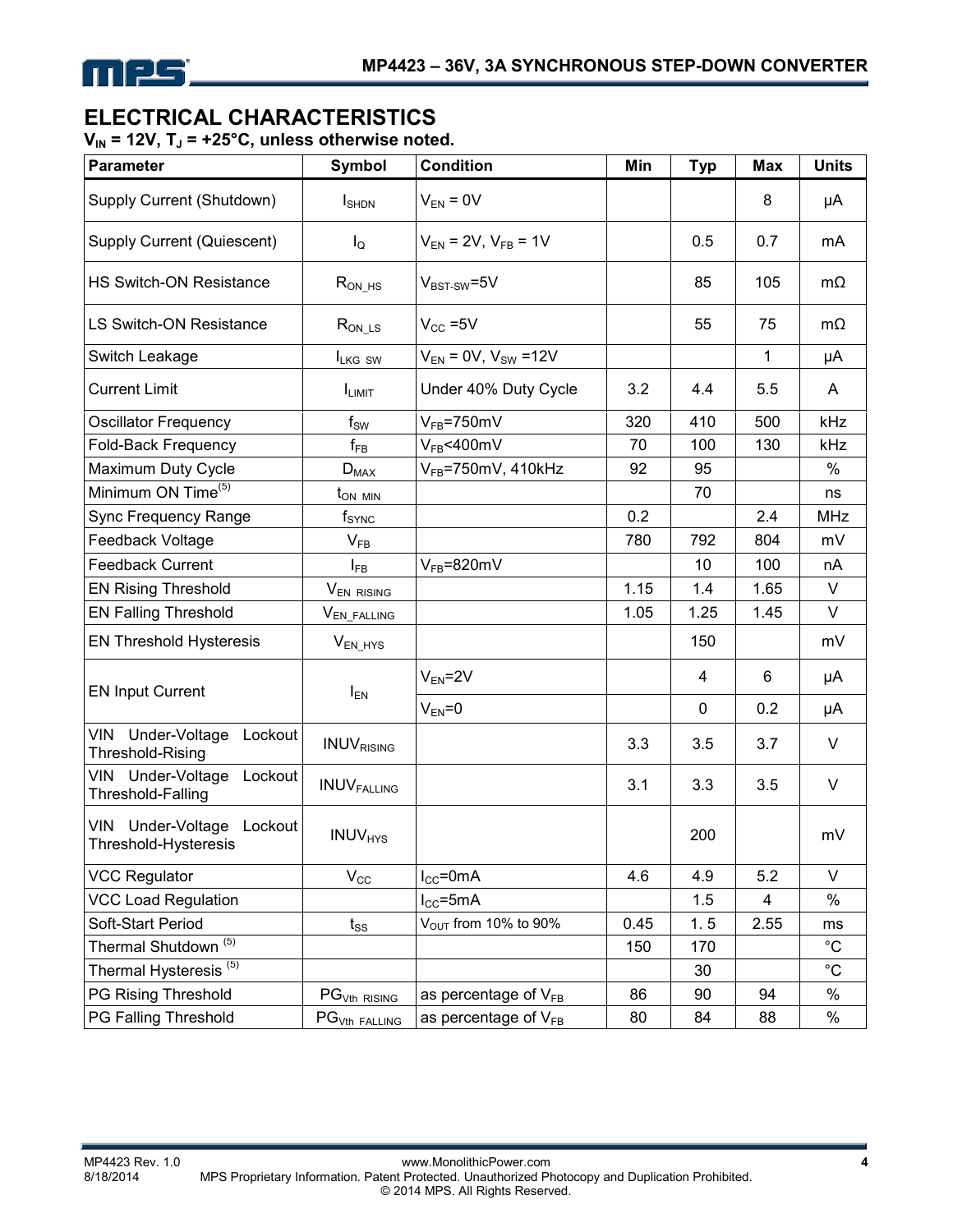## ELECTRICAL CHARACTERISTICS

**$V_{IN}$ = 12V, $T_J$ = +25°C, unless otherwise noted.**

| Parameter | Symbol | Condition | Min | Typ | Max | Units |
|---|---|---|---|---|---|---|
| Supply Current (Shutdown) | $I_{SHDN}$ | $V_{EN}$ = 0V | | | 8 | μA |
| Supply Current (Quiescent) | $I_Q$ | $V_{EN}$ = 2V, $V_{FB}$ = 1V | | 0.5 | 0.7 | mA |
| HS Switch-ON Resistance | $R_{ON\_HS}$ | $V_{BST-SW}$=5V | | 85 | 105 | mΩ |
| LS Switch-ON Resistance | $R_{ON\_LS}$ | $V_{CC}$ =5V | | 55 | 75 | mΩ |
| Switch Leakage | $I_{LKG\_SW}$ | $V_{EN}$ = 0V, $V_{SW}$ =12V | | | 1 | μA |
| Current Limit | $I_{LIMIT}$ | Under 40% Duty Cycle | 3.2 | 4.4 | 5.5 | A |
| Oscillator Frequency | $f_{SW}$ | $V_{FB}$=750mV | 320 | 410 | 500 | kHz |
| Fold-Back Frequency | $f_{FB}$ | $V_{FB}$<400mV | 70 | 100 | 130 | kHz |
| Maximum Duty Cycle | $D_{MAX}$ | $V_{FB}$=750mV, 410kHz | 92 | 95 | | % |
| Minimum ON Time[5] | $t_{ON\_MIN}$ | | | 70 | | ns |
| Sync Frequency Range | $f_{SYNC}$ | | 0.2 | | 2.4 | MHz |
| Feedback Voltage | $V_{FB}$ | | 780 | 792 | 804 | mV |
| Feedback Current | $I_{FB}$ | $V_{FB}$=820mV | | 10 | 100 | nA |
| EN Rising Threshold | $V_{EN\_RISING}$ | | 1.15 | 1.4 | 1.65 | V |
| EN Falling Threshold | $V_{EN\_FALLING}$ | | 1.05 | 1.25 | 1.45 | V |
| EN Threshold Hysteresis | $V_{EN\_HYS}$ | | | 150 | | mV |
| EN Input Current | $I_{EN}$ | $V_{EN}$=2V | | 4 | 6 | μA |
| | | $V_{EN}$=0 | | 0 | 0.2 | μA |
| VIN Under-Voltage Lockout Threshold-Rising | $INUV_{RISING}$ | | 3.3 | 3.5 | 3.7 | V |
| VIN Under-Voltage Lockout Threshold-Falling | $INUV_{FALLING}$ | | 3.1 | 3.3 | 3.5 | V |
| VIN Under-Voltage Lockout Threshold-Hysteresis | $INUV_{HYS}$ | | | 200 | | mV |
| VCC Regulator | $V_{CC}$ | $I_{CC}$=0mA | 4.6 | 4.9 | 5.2 | V |
| VCC Load Regulation | | $I_{CC}$=5mA | | 1.5 | 4 | % |
| Soft-Start Period | $t_{SS}$ | $V_{OUT}$ from 10% to 90% | 0.45 | 1. 5 | 2.55 | ms |
| Thermal Shutdown[5] | | | 150 | 170 | | °C |
| Thermal Hysteresis[5] | | | | 30 | | °C |
| PG Rising Threshold | $PG_{Vth\_RISING}$ | as percentage of $V_{FB}$ | 86 | 90 | 94 | % |
| PG Falling Threshold | $PG_{Vth\_FALLING}$ | as percentage of $V_{FB}$ | 80 | 84 | 88 | % |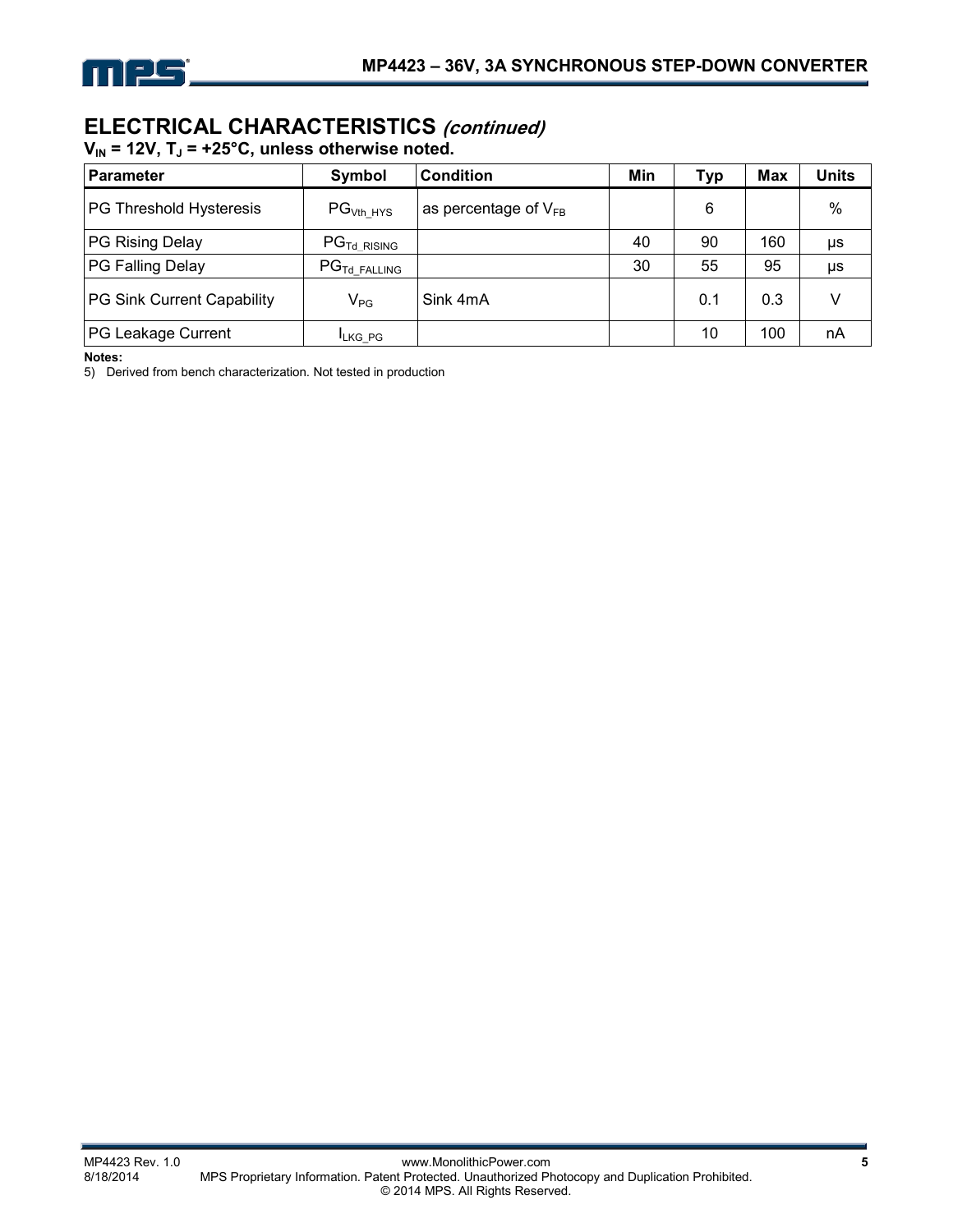## ELECTRICAL CHARACTERISTICS *(continued)*

**$V_{IN}$ = 12V, $T_J$ = +25°C, unless otherwise noted.**

| Parameter | Symbol | Condition | Min | Typ | Max | Units |
|---|---|---|---|---|---|---|
| PG Threshold Hysteresis | $PG_{Vth\_HYS}$ | as percentage of $V_{FB}$ | | 6 | | % |
| PG Rising Delay | $PG_{Td\_RISING}$ | | 40 | 90 | 160 | μs |
| PG Falling Delay | $PG_{Td\_FALLING}$ | | 30 | 55 | 95 | μs |
| PG Sink Current Capability | $V_{PG}$ | Sink 4mA | | 0.1 | 0.3 | V |
| PG Leakage Current | $I_{LKG\_PG}$ | | | 10 | 100 | nA |

**Notes:**

5) Derived from bench characterization. Not tested in production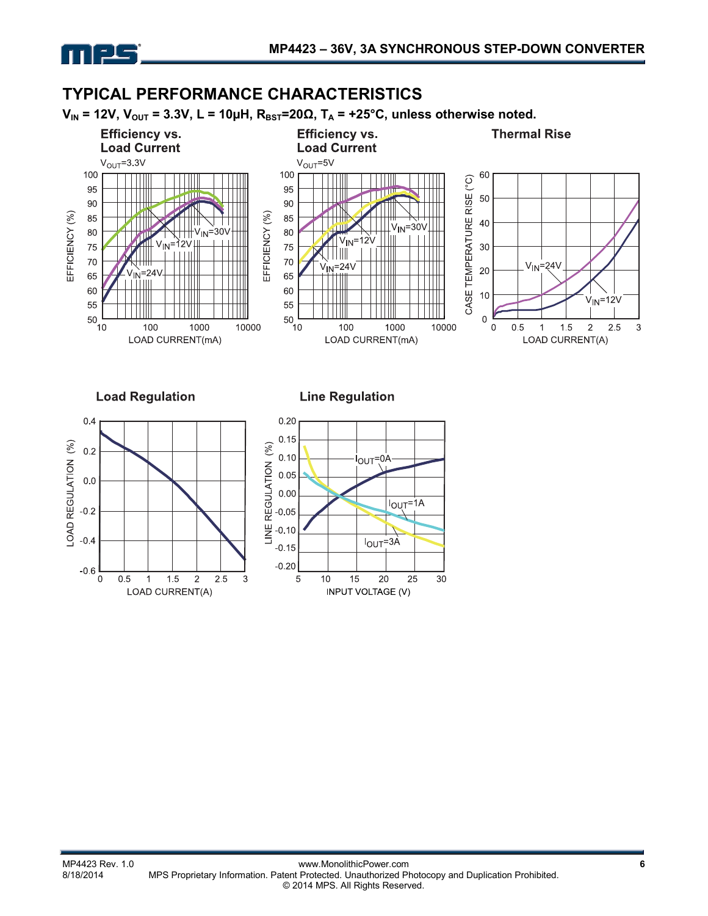## TYPICAL PERFORMANCE CHARACTERISTICS

**$V_{IN}$ = 12V, $V_{OUT}$ = 3.3V, L = 10µH, $R_{BST}$=20Ω, $T_A$ = +25°C, unless otherwise noted.**

**Efficiency vs. Load Current**

$V_{OUT}$=3.3V

**Efficiency vs. Load Current**

$V_{OUT}$=5V

**Thermal Rise**

**Load Regulation**

**Line Regulation**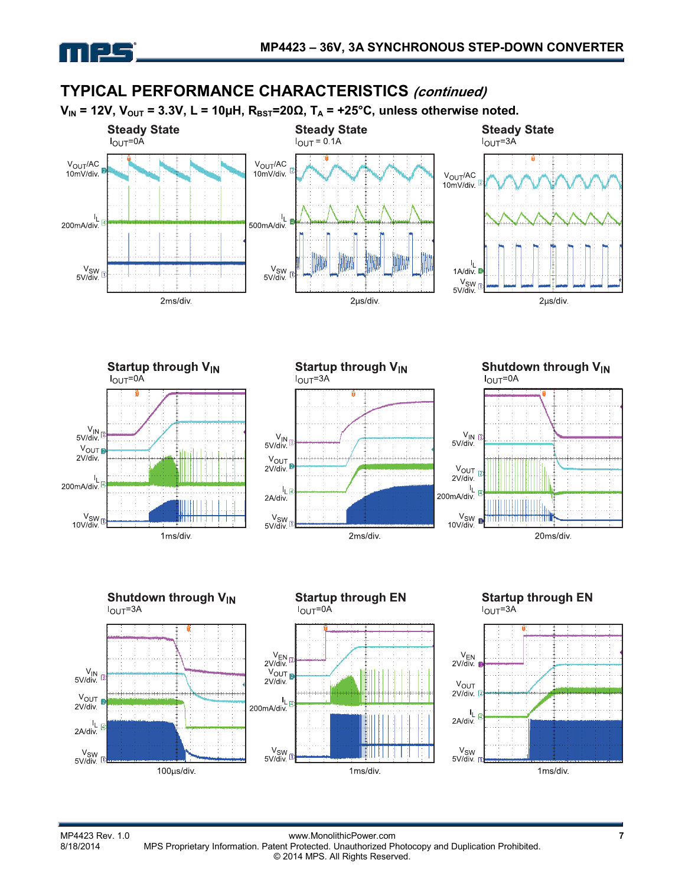## TYPICAL PERFORMANCE CHARACTERISTICS *(continued)*

**$V_{IN}$ = 12V, $V_{OUT}$ = 3.3V, L = 10µH, $R_{BST}$=20Ω, $T_A$ = +25°C, unless otherwise noted.**

**Steady State**
$I_{OUT}$=0A

$V_{OUT}$/AC 10mV/div.
$I_L$ 200mA/div.
$V_{SW}$ 5V/div.
2ms/div.

**Steady State**
$I_{OUT}$ = 0.1A

$V_{OUT}$/AC 10mV/div.
$I_L$ 500mA/div.
$V_{SW}$ 5V/div.
2µs/div.

**Steady State**
$I_{OUT}$=3A

$V_{OUT}$/AC 10mV/div.
$I_L$ 1A/div.
$V_{SW}$ 5V/div.
2µs/div.

**Startup through $V_{IN}$**
$I_{OUT}$=0A

$V_{IN}$ 5V/div.
$V_{OUT}$ 2V/div.
$I_L$ 200mA/div.
$V_{SW}$ 10V/div.
1ms/div.

**Startup through $V_{IN}$**
$I_{OUT}$=3A

$V_{IN}$ 5V/div.
$V_{OUT}$ 2V/div.
$I_L$ 2A/div.
$V_{SW}$ 5V/div.
2ms/div.

**Shutdown through $V_{IN}$**
$I_{OUT}$=0A

$V_{IN}$ 5V/div.
$V_{OUT}$ 2V/div.
$I_L$ 200mA/div.
$V_{SW}$ 10V/div.
20ms/div.

**Shutdown through $V_{IN}$**
$I_{OUT}$=3A

$V_{IN}$ 5V/div.
$V_{OUT}$ 2V/div.
$I_L$ 2A/div.
$V_{SW}$ 5V/div.
100µs/div.

**Startup through EN**
$I_{OUT}$=0A

$V_{EN}$ 2V/div.
$V_{OUT}$ 2V/div.
$I_L$ 200mA/div.
$V_{SW}$ 5V/div.
1ms/div.

**Startup through EN**
$I_{OUT}$=3A

$V_{EN}$ 2V/div.
$V_{OUT}$ 2V/div.
$I_L$ 2A/div.
$V_{SW}$ 5V/div.
1ms/div.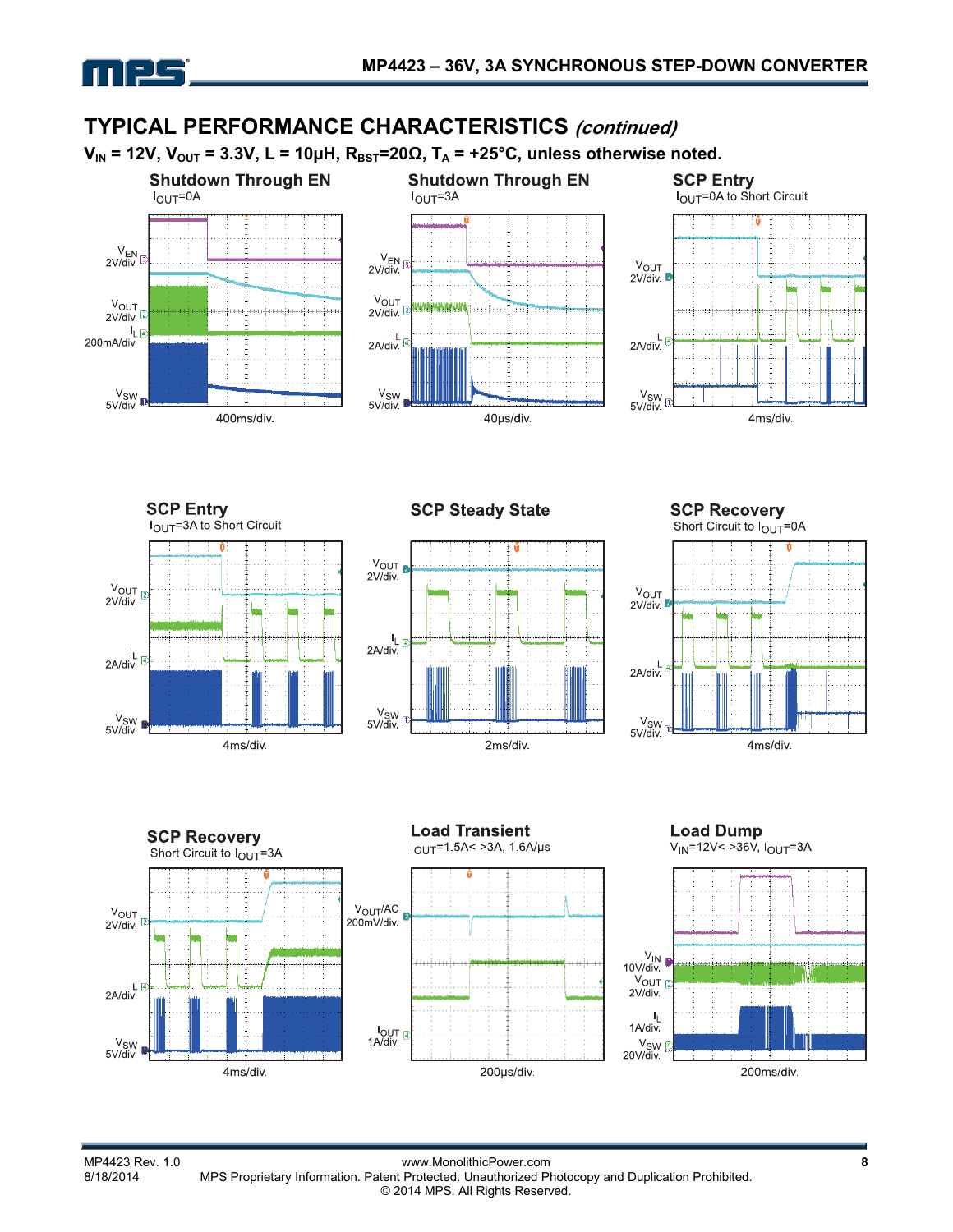## TYPICAL PERFORMANCE CHARACTERISTICS *(continued)*

**$V_{IN}$ = 12V, $V_{OUT}$ = 3.3V, L = 10µH, $R_{BST}$=20Ω, $T_A$ = +25°C, unless otherwise noted.**

### Shutdown Through EN

$I_{OUT}$=0A

$V_{EN}$ 2V/div.

$V_{OUT}$ 2V/div.

$I_L$ 200mA/div.

$V_{SW}$ 5V/div.

400ms/div.

### Shutdown Through EN

$I_{OUT}$=3A

$V_{EN}$ 2V/div.

$V_{OUT}$ 2V/div.

$I_L$ 2A/div.

$V_{SW}$ 5V/div.

40µs/div.

### SCP Entry

$I_{OUT}$=0A to Short Circuit

$V_{OUT}$ 2V/div.

$I_L$ 2A/div.

$V_{SW}$ 5V/div.

4ms/div.

### SCP Entry

$I_{OUT}$=3A to Short Circuit

$V_{OUT}$ 2V/div.

$I_L$ 2A/div.

$V_{SW}$ 5V/div.

4ms/div.

### SCP Steady State

$V_{OUT}$ 2V/div.

$I_L$ 2A/div.

$V_{SW}$ 5V/div.

2ms/div.

### SCP Recovery

Short Circuit to $I_{OUT}$=0A

$V_{OUT}$ 2V/div.

$I_L$ 2A/div.

$V_{SW}$ 5V/div.

4ms/div.

### SCP Recovery

Short Circuit to $I_{OUT}$=3A

$V_{OUT}$ 2V/div.

$I_L$ 2A/div.

$V_{SW}$ 5V/div.

4ms/div.

### Load Transient

$I_{OUT}$=1.5A<->3A, 1.6A/µs

$V_{OUT}$/AC 200mV/div.

$I_{OUT}$ 1A/div.

200µs/div.

### Load Dump

$V_{IN}$=12V<->36V, $I_{OUT}$=3A

$V_{IN}$ 10V/div.

$V_{OUT}$ 2V/div.

$I_L$ 1A/div.

$V_{SW}$ 20V/div.

200ms/div.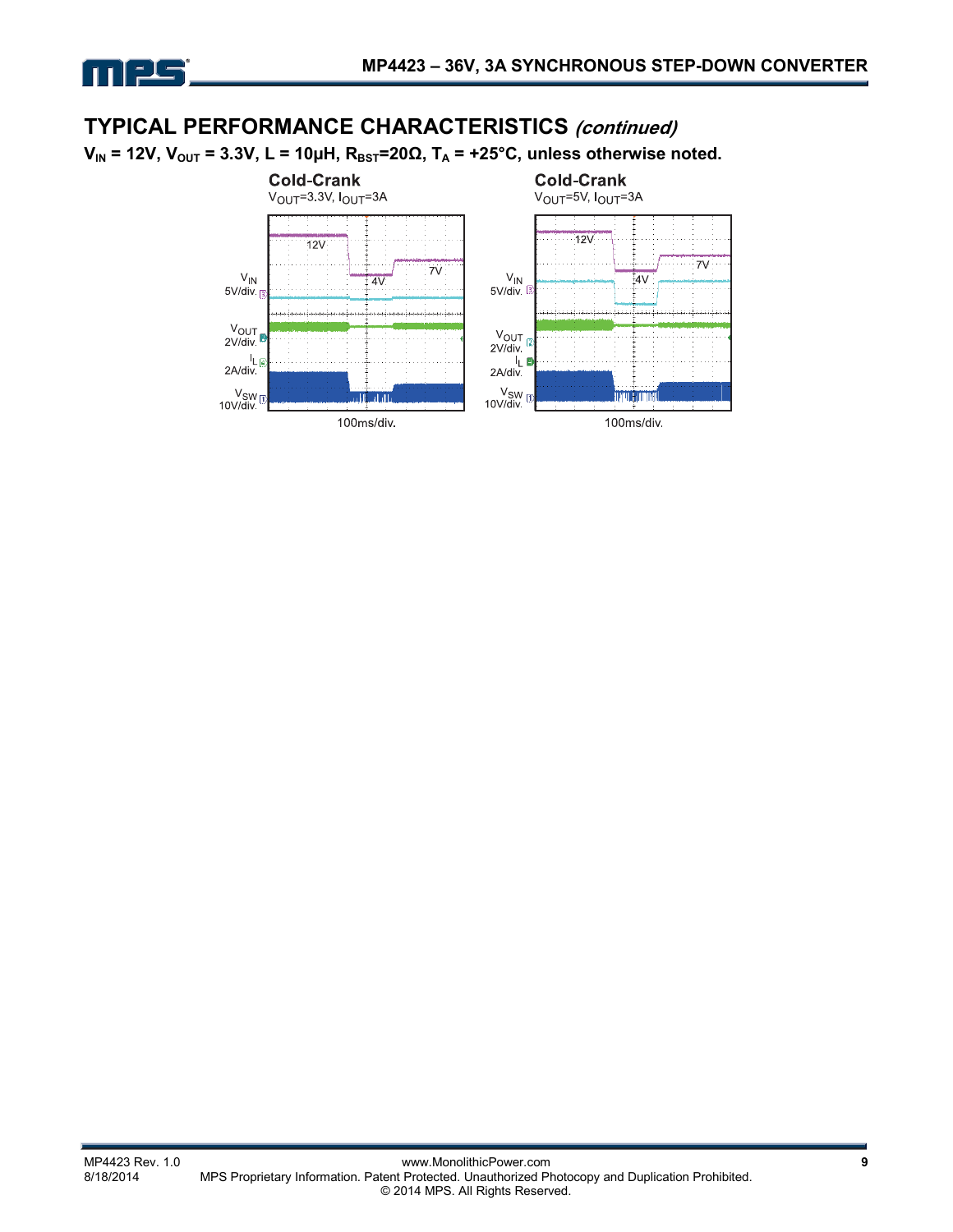## TYPICAL PERFORMANCE CHARACTERISTICS *(continued)*

**$V_{IN}$ = 12V, $V_{OUT}$ = 3.3V, L = 10µH, $R_{BST}$=20Ω, $T_A$ = +25°C, unless otherwise noted.**

**Cold-Crank**

$V_{OUT}$=3.3V, $I_{OUT}$=3A

$V_{IN}$ 5V/div.

$V_{OUT}$ 2V/div.

$I_L$ 2A/div.

$V_{SW}$ 10V/div.

12V

4V

7V

100ms/div.

**Cold-Crank**

$V_{OUT}$=5V, $I_{OUT}$=3A

$V_{IN}$ 5V/div.

$V_{OUT}$ 2V/div.

$I_L$ 2A/div.

$V_{SW}$ 10V/div.

12V

4V

7V

100ms/div.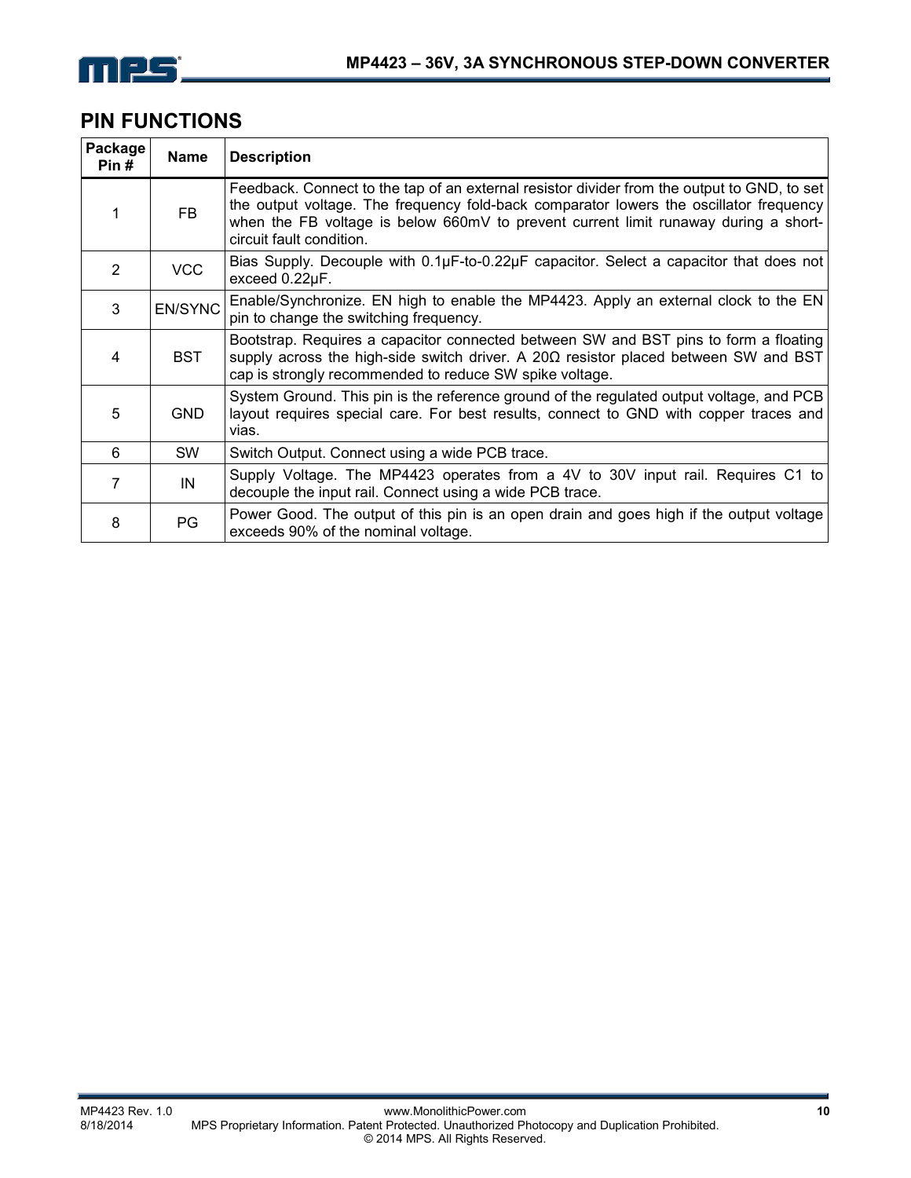## PIN FUNCTIONS

| Package Pin # | Name | Description |
|---|---|---|
| 1 | FB | Feedback. Connect to the tap of an external resistor divider from the output to GND, to set the output voltage. The frequency fold-back comparator lowers the oscillator frequency when the FB voltage is below 660mV to prevent current limit runaway during a short-circuit fault condition. |
| 2 | VCC | Bias Supply. Decouple with 0.1μF-to-0.22μF capacitor. Select a capacitor that does not exceed 0.22μF. |
| 3 | EN/SYNC | Enable/Synchronize. EN high to enable the MP4423. Apply an external clock to the EN pin to change the switching frequency. |
| 4 | BST | Bootstrap. Requires a capacitor connected between SW and BST pins to form a floating supply across the high-side switch driver. A 20Ω resistor placed between SW and BST cap is strongly recommended to reduce SW spike voltage. |
| 5 | GND | System Ground. This pin is the reference ground of the regulated output voltage, and PCB layout requires special care. For best results, connect to GND with copper traces and vias. |
| 6 | SW | Switch Output. Connect using a wide PCB trace. |
| 7 | IN | Supply Voltage. The MP4423 operates from a 4V to 30V input rail. Requires C1 to decouple the input rail. Connect using a wide PCB trace. |
| 8 | PG | Power Good. The output of this pin is an open drain and goes high if the output voltage exceeds 90% of the nominal voltage. |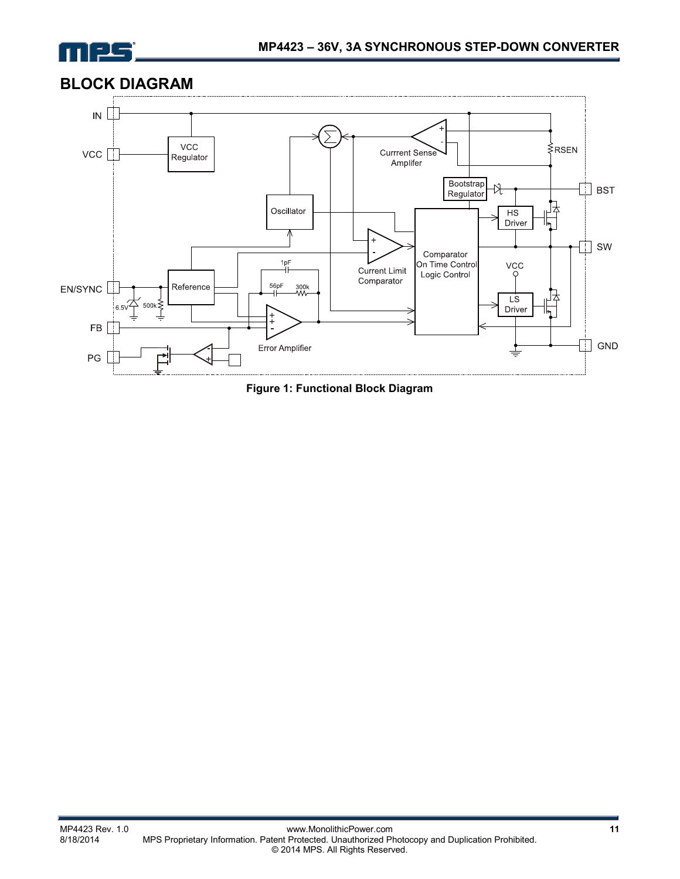## BLOCK DIAGRAM

Figure 1: Functional Block Diagram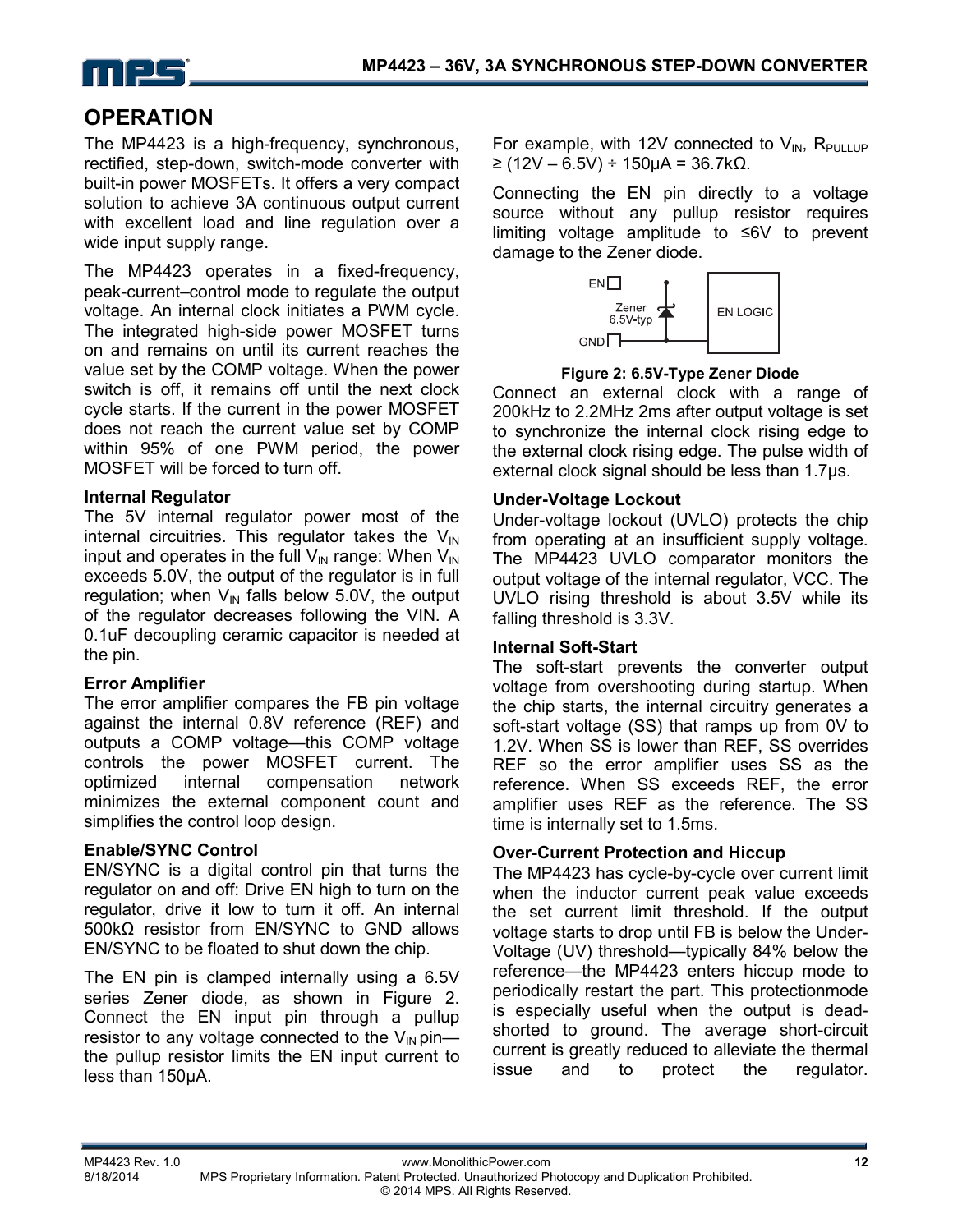# OPERATION

The MP4423 is a high-frequency, synchronous, rectified, step-down, switch-mode converter with built-in power MOSFETs. It offers a very compact solution to achieve 3A continuous output current with excellent load and line regulation over a wide input supply range.

The MP4423 operates in a fixed-frequency, peak-current–control mode to regulate the output voltage. An internal clock initiates a PWM cycle. The integrated high-side power MOSFET turns on and remains on until its current reaches the value set by the COMP voltage. When the power switch is off, it remains off until the next clock cycle starts. If the current in the power MOSFET does not reach the current value set by COMP within 95% of one PWM period, the power MOSFET will be forced to turn off.

### Internal Regulator

The 5V internal regulator power most of the internal circuitries. This regulator takes the $V_{IN}$ input and operates in the full $V_{IN}$ range: When $V_{IN}$ exceeds 5.0V, the output of the regulator is in full regulation; when $V_{IN}$ falls below 5.0V, the output of the regulator decreases following the VIN. A 0.1uF decoupling ceramic capacitor is needed at the pin.

### Error Amplifier

The error amplifier compares the FB pin voltage against the internal 0.8V reference (REF) and outputs a COMP voltage—this COMP voltage controls the power MOSFET current. The optimized internal compensation network minimizes the external component count and simplifies the control loop design.

### Enable/SYNC Control

EN/SYNC is a digital control pin that turns the regulator on and off: Drive EN high to turn on the regulator, drive it low to turn it off. An internal 500kΩ resistor from EN/SYNC to GND allows EN/SYNC to be floated to shut down the chip.

The EN pin is clamped internally using a 6.5V series Zener diode, as shown in Figure 2. Connect the EN input pin through a pullup resistor to any voltage connected to the $V_{IN}$ pin—the pullup resistor limits the EN input current to less than 150µA.

For example, with 12V connected to $V_{IN}$, $R_{PULLUP} \geq (12V – 6.5V) \div 150µA = 36.7kΩ$.

Connecting the EN pin directly to a voltage source without any pullup resistor requires limiting voltage amplitude to ≤6V to prevent damage to the Zener diode.

**Figure 2: 6.5V-Type Zener Diode**

Connect an external clock with a range of 200kHz to 2.2MHz 2ms after output voltage is set to synchronize the internal clock rising edge to the external clock rising edge. The pulse width of external clock signal should be less than 1.7µs.

### Under-Voltage Lockout

Under-voltage lockout (UVLO) protects the chip from operating at an insufficient supply voltage. The MP4423 UVLO comparator monitors the output voltage of the internal regulator, VCC. The UVLO rising threshold is about 3.5V while its falling threshold is 3.3V.

### Internal Soft-Start

The soft-start prevents the converter output voltage from overshooting during startup. When the chip starts, the internal circuitry generates a soft-start voltage (SS) that ramps up from 0V to 1.2V. When SS is lower than REF, SS overrides REF so the error amplifier uses SS as the reference. When SS exceeds REF, the error amplifier uses REF as the reference. The SS time is internally set to 1.5ms.

### Over-Current Protection and Hiccup

The MP4423 has cycle-by-cycle over current limit when the inductor current peak value exceeds the set current limit threshold. If the output voltage starts to drop until FB is below the Under-Voltage (UV) threshold—typically 84% below the reference—the MP4423 enters hiccup mode to periodically restart the part. This protectionmode is especially useful when the output is dead-shorted to ground. The average short-circuit current is greatly reduced to alleviate the thermal issue and to protect the regulator.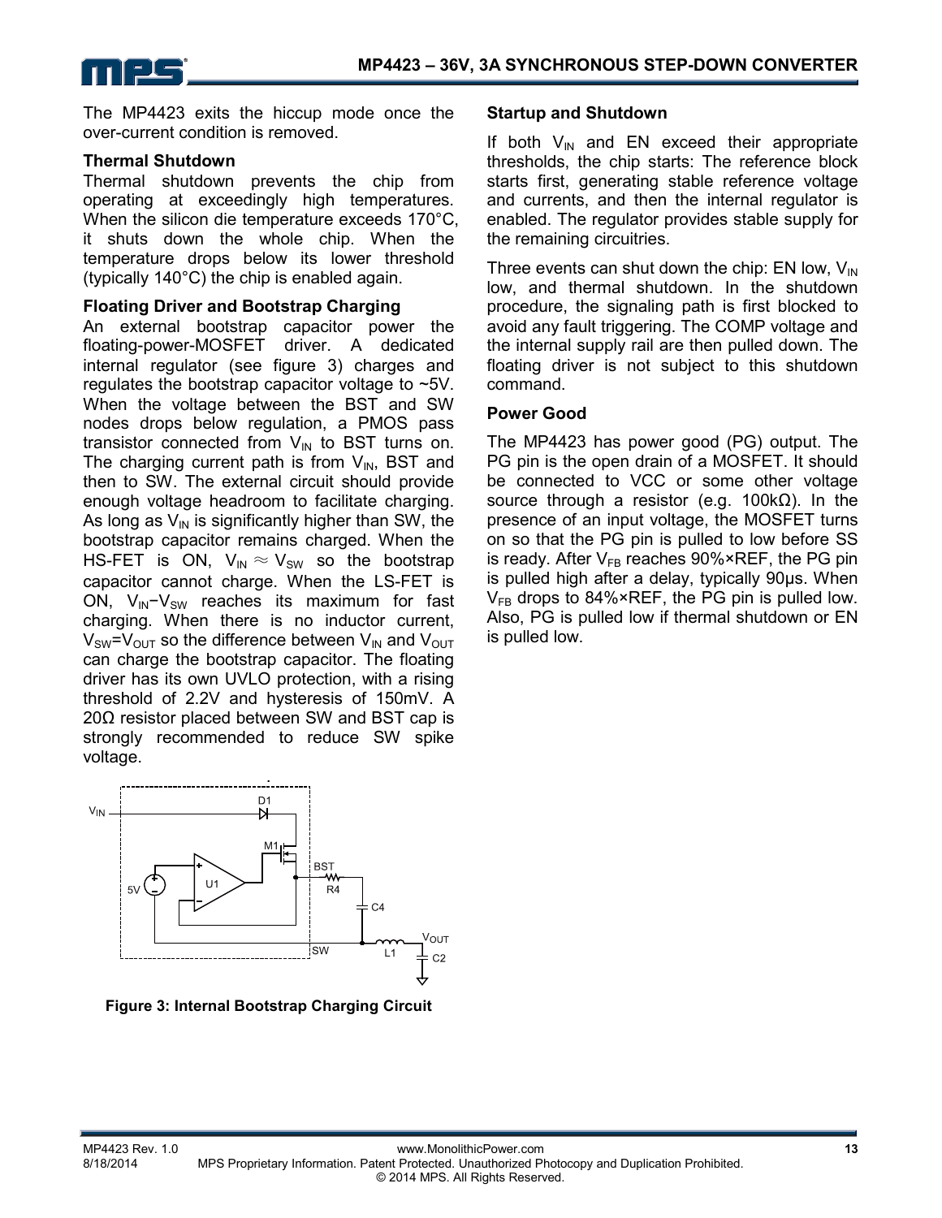The MP4423 exits the hiccup mode once the over-current condition is removed.

### Thermal Shutdown

Thermal shutdown prevents the chip from operating at exceedingly high temperatures. When the silicon die temperature exceeds 170°C, it shuts down the whole chip. When the temperature drops below its lower threshold (typically 140°C) the chip is enabled again.

### Floating Driver and Bootstrap Charging

An external bootstrap capacitor power the floating-power-MOSFET driver. A dedicated internal regulator (see figure 3) charges and regulates the bootstrap capacitor voltage to ~5V. When the voltage between the BST and SW nodes drops below regulation, a PMOS pass transistor connected from $V_{IN}$ to BST turns on. The charging current path is from $V_{IN}$, BST and then to SW. The external circuit should provide enough voltage headroom to facilitate charging. As long as $V_{IN}$ is significantly higher than SW, the bootstrap capacitor remains charged. When the HS-FET is ON, $V_{IN} \approx V_{SW}$ so the bootstrap capacitor cannot charge. When the LS-FET is ON, $V_{IN}-V_{SW}$ reaches its maximum for fast charging. When there is no inductor current, $V_{SW}=V_{OUT}$ so the difference between $V_{IN}$ and $V_{OUT}$ can charge the bootstrap capacitor. The floating driver has its own UVLO protection, with a rising threshold of 2.2V and hysteresis of 150mV. A 20Ω resistor placed between SW and BST cap is strongly recommended to reduce SW spike voltage.

**Figure 3: Internal Bootstrap Charging Circuit**

### Startup and Shutdown

If both $V_{IN}$ and EN exceed their appropriate thresholds, the chip starts: The reference block starts first, generating stable reference voltage and currents, and then the internal regulator is enabled. The regulator provides stable supply for the remaining circuitries.

Three events can shut down the chip: EN low, $V_{IN}$ low, and thermal shutdown. In the shutdown procedure, the signaling path is first blocked to avoid any fault triggering. The COMP voltage and the internal supply rail are then pulled down. The floating driver is not subject to this shutdown command.

### Power Good

The MP4423 has power good (PG) output. The PG pin is the open drain of a MOSFET. It should be connected to VCC or some other voltage source through a resistor (e.g. 100kΩ). In the presence of an input voltage, the MOSFET turns on so that the PG pin is pulled to low before SS is ready. After $V_{FB}$ reaches 90%×REF, the PG pin is pulled high after a delay, typically 90μs. When $V_{FB}$ drops to 84%×REF, the PG pin is pulled low. Also, PG is pulled low if thermal shutdown or EN is pulled low.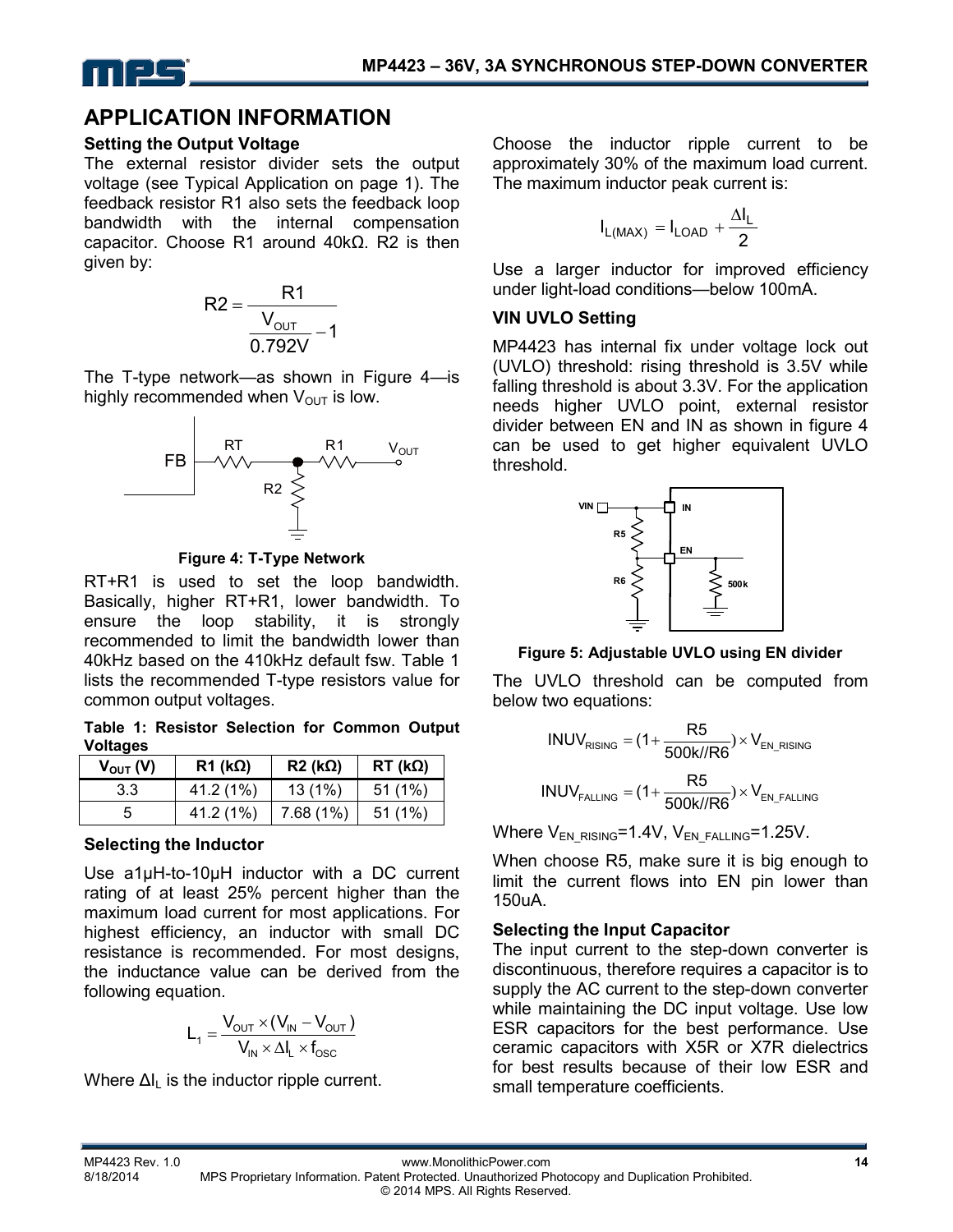# APPLICATION INFORMATION

### Setting the Output Voltage

The external resistor divider sets the output voltage (see Typical Application on page 1). The feedback resistor R1 also sets the feedback loop bandwidth with the internal compensation capacitor. Choose R1 around 40kΩ. R2 is then given by:

$$R2 = \frac{R1}{\frac{V_{OUT}}{0.792V} - 1}$$

The T-type network—as shown in Figure 4—is highly recommended when $V_{OUT}$ is low.

**Figure 4: T-Type Network**

RT+R1 is used to set the loop bandwidth. Basically, higher RT+R1, lower bandwidth. To ensure the loop stability, it is strongly recommended to limit the bandwidth lower than 40kHz based on the 410kHz default fsw. Table 1 lists the recommended T-type resistors value for common output voltages.

**Table 1: Resistor Selection for Common Output Voltages**

| $V_{OUT}$ (V) | R1 (kΩ) | R2 (kΩ) | RT (kΩ) |
|---|---|---|---|
| 3.3 | 41.2 (1%) | 13 (1%) | 51 (1%) |
| 5 | 41.2 (1%) | 7.68 (1%) | 51 (1%) |

### Selecting the Inductor

Use a1μH-to-10μH inductor with a DC current rating of at least 25% percent higher than the maximum load current for most applications. For highest efficiency, an inductor with small DC resistance is recommended. For most designs, the inductance value can be derived from the following equation.

$$L_1 = \frac{V_{OUT} \times (V_{IN} - V_{OUT})}{V_{IN} \times \Delta I_L \times f_{OSC}}$$

Where $\Delta I_L$ is the inductor ripple current.

Choose the inductor ripple current to be approximately 30% of the maximum load current. The maximum inductor peak current is:

$$I_{L(MAX)} = I_{LOAD} + \frac{\Delta I_L}{2}$$

Use a larger inductor for improved efficiency under light-load conditions—below 100mA.

### VIN UVLO Setting

MP4423 has internal fix under voltage lock out (UVLO) threshold: rising threshold is 3.5V while falling threshold is about 3.3V. For the application needs higher UVLO point, external resistor divider between EN and IN as shown in figure 4 can be used to get higher equivalent UVLO threshold.

**Figure 5: Adjustable UVLO using EN divider**

The UVLO threshold can be computed from below two equations:

$$INUV_{RISING} = (1 + \frac{R5}{500k//R6}) \times V_{EN\_RISING}$$

$$INUV_{FALLING} = (1 + \frac{R5}{500k//R6}) \times V_{EN\_FALLING}$$

Where $V_{EN\_RISING}$=1.4V, $V_{EN\_FALLING}$=1.25V.

When choose R5, make sure it is big enough to limit the current flows into EN pin lower than 150uA.

### Selecting the Input Capacitor

The input current to the step-down converter is discontinuous, therefore requires a capacitor is to supply the AC current to the step-down converter while maintaining the DC input voltage. Use low ESR capacitors for the best performance. Use ceramic capacitors with X5R or X7R dielectrics for best results because of their low ESR and small temperature coefficients.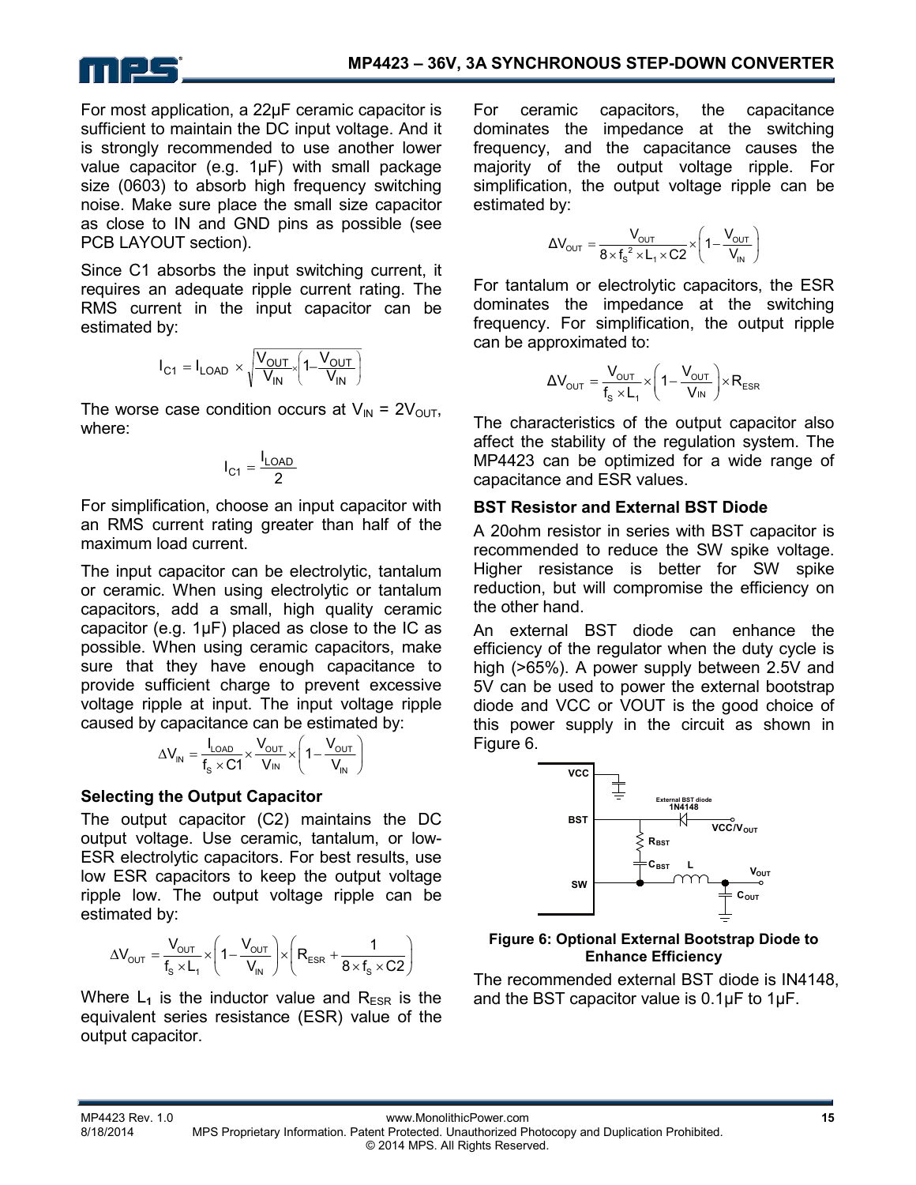For most application, a 22μF ceramic capacitor is sufficient to maintain the DC input voltage. And it is strongly recommended to use another lower value capacitor (e.g. 1μF) with small package size (0603) to absorb high frequency switching noise. Make sure place the small size capacitor as close to IN and GND pins as possible (see PCB LAYOUT section).

Since C1 absorbs the input switching current, it requires an adequate ripple current rating. The RMS current in the input capacitor can be estimated by:

$$I_{C1} = I_{LOAD} \times \sqrt{\frac{V_{OUT}}{V_{IN}} \times \left(1 - \frac{V_{OUT}}{V_{IN}}\right)}$$

The worse case condition occurs at $V_{IN} = 2V_{OUT}$, where:

$$I_{C1} = \frac{I_{LOAD}}{2}$$

For simplification, choose an input capacitor with an RMS current rating greater than half of the maximum load current.

The input capacitor can be electrolytic, tantalum or ceramic. When using electrolytic or tantalum capacitors, add a small, high quality ceramic capacitor (e.g. 1μF) placed as close to the IC as possible. When using ceramic capacitors, make sure that they have enough capacitance to provide sufficient charge to prevent excessive voltage ripple at input. The input voltage ripple caused by capacitance can be estimated by:

$$\Delta V_{IN} = \frac{I_{LOAD}}{f_S \times C1} \times \frac{V_{OUT}}{V_{IN}} \times \left(1 - \frac{V_{OUT}}{V_{IN}}\right)$$

### Selecting the Output Capacitor

The output capacitor (C2) maintains the DC output voltage. Use ceramic, tantalum, or low-ESR electrolytic capacitors. For best results, use low ESR capacitors to keep the output voltage ripple low. The output voltage ripple can be estimated by:

$$\Delta V_{OUT} = \frac{V_{OUT}}{f_S \times L_1} \times \left(1 - \frac{V_{OUT}}{V_{IN}}\right) \times \left(R_{ESR} + \frac{1}{8 \times f_S \times C2}\right)$$

Where $L_1$ is the inductor value and $R_{ESR}$ is the equivalent series resistance (ESR) value of the output capacitor.

For ceramic capacitors, the capacitance dominates the impedance at the switching frequency, and the capacitance causes the majority of the output voltage ripple. For simplification, the output voltage ripple can be estimated by:

$$\Delta V_{OUT} = \frac{V_{OUT}}{8 \times f_S^2 \times L_1 \times C2} \times \left(1 - \frac{V_{OUT}}{V_{IN}}\right)$$

For tantalum or electrolytic capacitors, the ESR dominates the impedance at the switching frequency. For simplification, the output ripple can be approximated to:

$$\Delta V_{OUT} = \frac{V_{OUT}}{f_S \times L_1} \times \left(1 - \frac{V_{OUT}}{V_{IN}}\right) \times R_{ESR}$$

The characteristics of the output capacitor also affect the stability of the regulation system. The MP4423 can be optimized for a wide range of capacitance and ESR values.

### BST Resistor and External BST Diode

A 20ohm resistor in series with BST capacitor is recommended to reduce the SW spike voltage. Higher resistance is better for SW spike reduction, but will compromise the efficiency on the other hand.

An external BST diode can enhance the efficiency of the regulator when the duty cycle is high (>65%). A power supply between 2.5V and 5V can be used to power the external bootstrap diode and VCC or VOUT is the good choice of this power supply in the circuit as shown in Figure 6.

**Figure 6: Optional External Bootstrap Diode to Enhance Efficiency**

The recommended external BST diode is IN4148, and the BST capacitor value is 0.1μF to 1μF.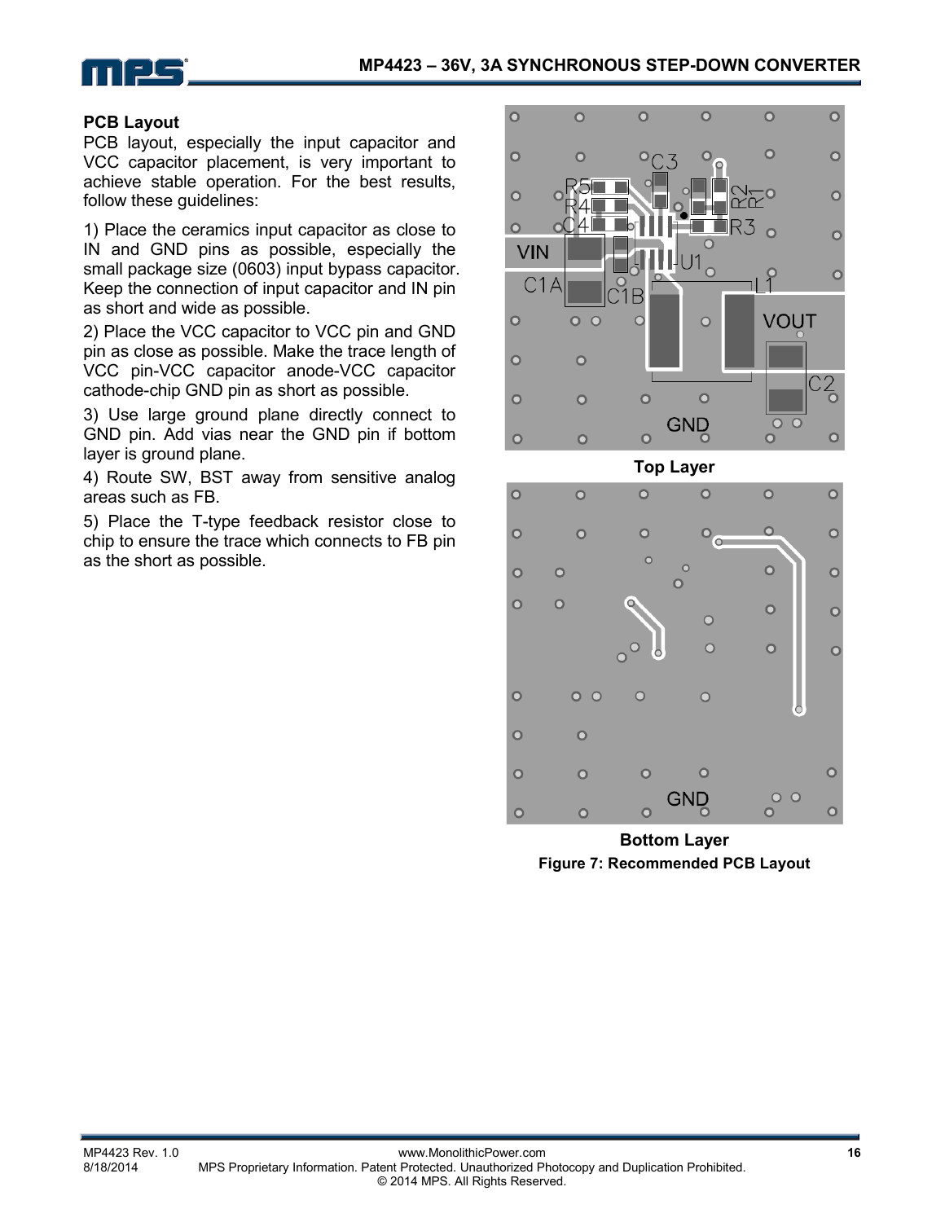## PCB Layout

PCB layout, especially the input capacitor and VCC capacitor placement, is very important to achieve stable operation. For the best results, follow these guidelines:

1) Place the ceramics input capacitor as close to IN and GND pins as possible, especially the small package size (0603) input bypass capacitor. Keep the connection of input capacitor and IN pin as short and wide as possible.

2) Place the VCC capacitor to VCC pin and GND pin as close as possible. Make the trace length of VCC pin-VCC capacitor anode-VCC capacitor cathode-chip GND pin as short as possible.

3) Use large ground plane directly connect to GND pin. Add vias near the GND pin if bottom layer is ground plane.

4) Route SW, BST away from sensitive analog areas such as FB.

5) Place the T-type feedback resistor close to chip to ensure the trace which connects to FB pin as the short as possible.

**Top Layer**

**Bottom Layer**

**Figure 7: Recommended PCB Layout**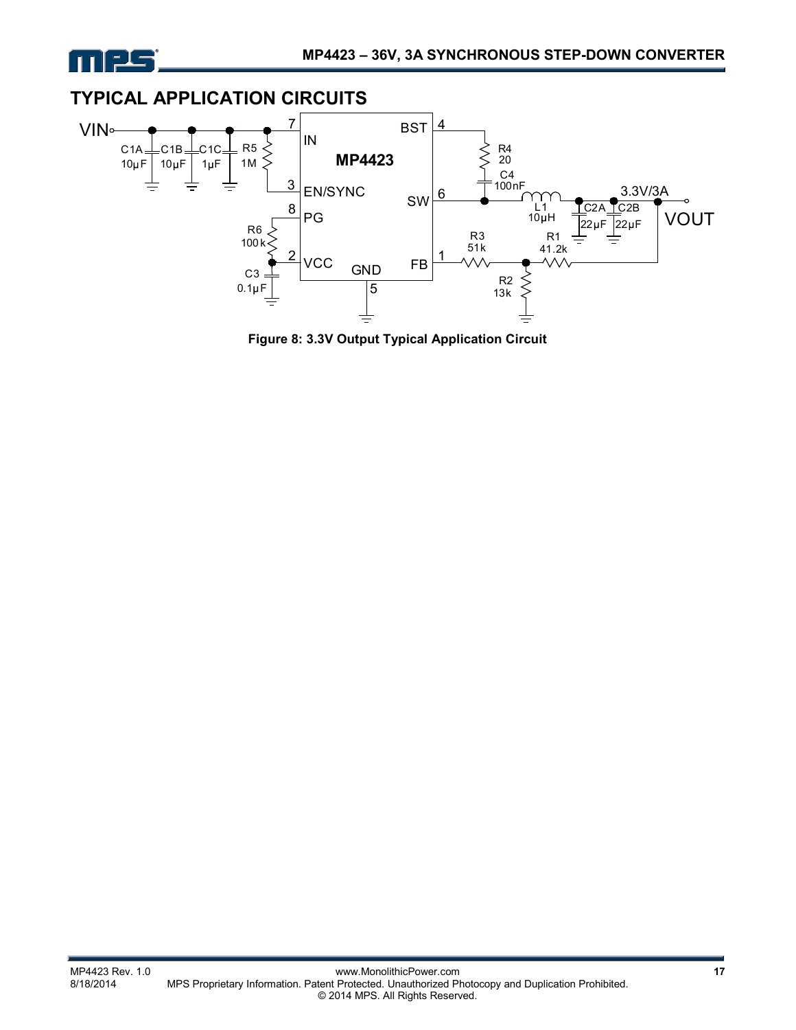## TYPICAL APPLICATION CIRCUITS

**Figure 8: 3.3V Output Typical Application Circuit**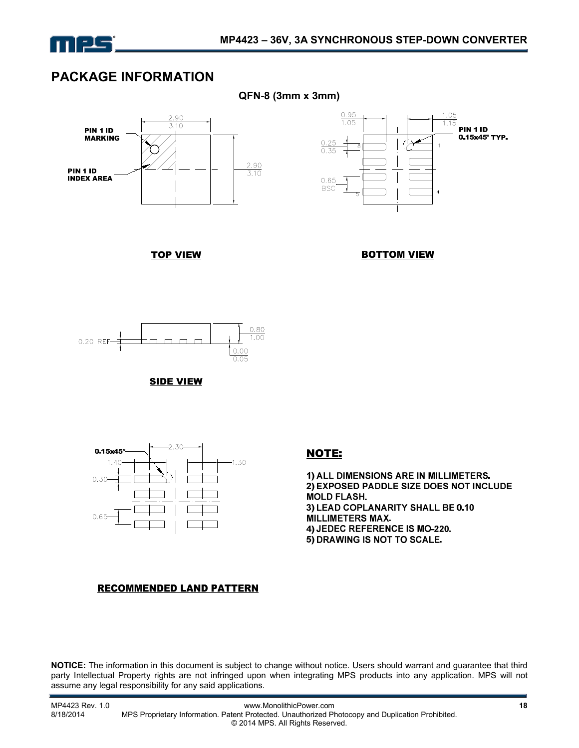## PACKAGE INFORMATION

**QFN-8 (3mm x 3mm)**

2.90
3.10

PIN 1 ID
MARKING

PIN 1 ID
INDEX AREA

2.90
3.10

**TOP VIEW**

0.95
1.05

1.05
1.15

PIN 1 ID
0.15x45° TYP.

0.25
0.35

0.65
BSC

8

1

5

4

**BOTTOM VIEW**

0.20 REF

0.80
1.00

0.00
0.05

**SIDE VIEW**

0.15x45°

2.30

1.40

1.30

0.30

0.65

**RECOMMENDED LAND PATTERN**

**NOTE:**

1) ALL DIMENSIONS ARE IN MILLIMETERS.
2) EXPOSED PADDLE SIZE DOES NOT INCLUDE MOLD FLASH.
3) LEAD COPLANARITY SHALL BE 0.10 MILLIMETERS MAX.
4) JEDEC REFERENCE IS MO-220.
5) DRAWING IS NOT TO SCALE.

**NOTICE:** The information in this document is subject to change without notice. Users should warrant and guarantee that third party Intellectual Property rights are not infringed upon when integrating MPS products into any application. MPS will not assume any legal responsibility for any said applications.